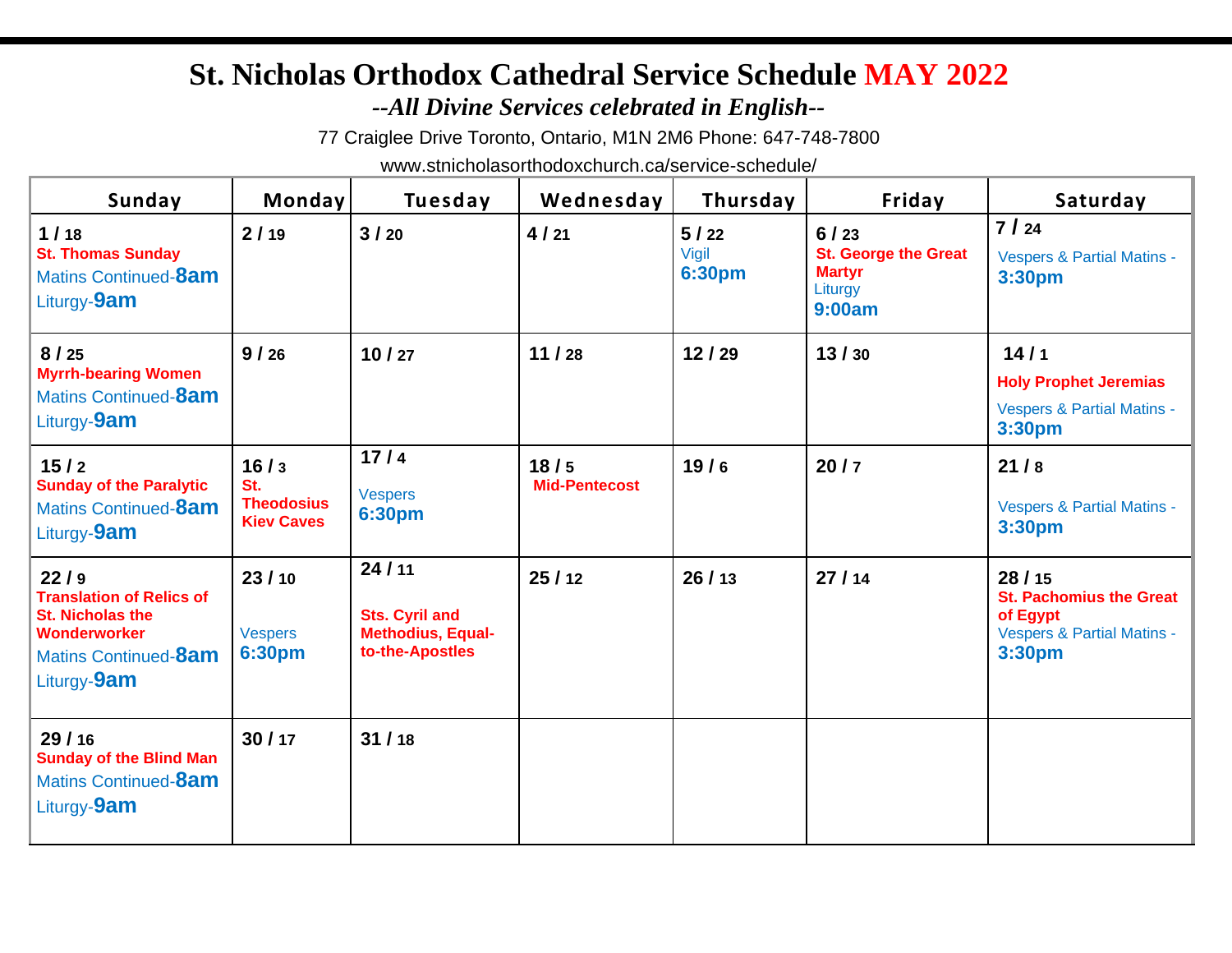# St. Nicholas Orthodox Cathedral Service Schedule MAY 2022

***--All Divine Services celebrated in English--***

77 Craiglee Drive Toronto, Ontario, M1N 2M6 Phone: 647-748-7800

www.stnicholasorthodoxchurch.ca/service-schedule/

| Sunday | Monday | Tuesday | Wednesday | Thursday | Friday | Saturday |
|---|---|---|---|---|---|---|
| **1 / 18**<br>**St. Thomas Sunday**<br>Matins Continued-**8am**<br>Liturgy-**9am** | **2 / 19** | **3 / 20** | **4 / 21** | **5 / 22**<br>Vigil<br>**6:30pm** | **6 / 23**<br>**St. George the Great Martyr**<br>Liturgy<br>**9:00am** | **7 / 24**<br>Vespers & Partial Matins - **3:30pm** |
| **8 / 25**<br>**Myrrh-bearing Women**<br>Matins Continued-**8am**<br>Liturgy-**9am** | **9 / 26** | **10 / 27** | **11 / 28** | **12 / 29** | **13 / 30** | **14 / 1**<br>**Holy Prophet Jeremias**<br>Vespers & Partial Matins - **3:30pm** |
| **15 / 2**<br>**Sunday of the Paralytic**<br>Matins Continued-**8am**<br>Liturgy-**9am** | **16 / 3**<br>**St. Theodosius Kiev Caves** | **17 / 4**<br>Vespers<br>**6:30pm** | **18 / 5**<br>**Mid-Pentecost** | **19 / 6** | **20 / 7** | **21 / 8**<br>Vespers & Partial Matins - **3:30pm** |
| **22 / 9**<br>**Translation of Relics of St. Nicholas the Wonderworker**<br>Matins Continued-**8am**<br>Liturgy-**9am** | **23 / 10**<br>Vespers<br>**6:30pm** | **24 / 11**<br>**Sts. Cyril and Methodius, Equal-to-the-Apostles** | **25 / 12** | **26 / 13** | **27 / 14** | **28 / 15**<br>**St. Pachomius the Great of Egypt**<br>Vespers & Partial Matins - **3:30pm** |
| **29 / 16**<br>**Sunday of the Blind Man**<br>Matins Continued-**8am**<br>Liturgy-**9am** | **30 / 17** | **31 / 18** | | | | |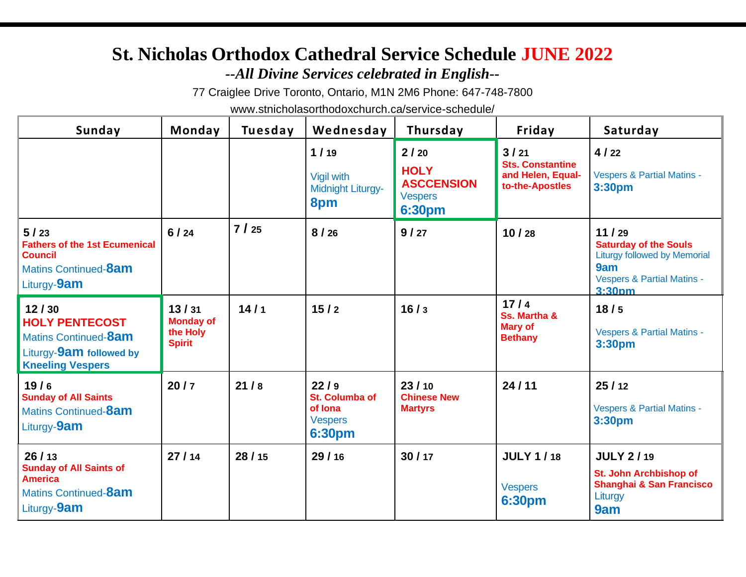# St. Nicholas Orthodox Cathedral Service Schedule JUNE 2022

***--All Divine Services celebrated in English--***

77 Craiglee Drive Toronto, Ontario, M1N 2M6 Phone: 647-748-7800

www.stnicholasorthodoxchurch.ca/service-schedule/

| Sunday | Monday | Tuesday | Wednesday | Thursday | Friday | Saturday |
|---|---|---|---|---|---|---|
| | | | **1 / 19** Vigil with Midnight Liturgy- **8pm** | **2 / 20** **HOLY ASCCENSION** Vespers **6:30pm** | **3 / 21** **Sts. Constantine and Helen, Equal-to-the-Apostles** | **4 / 22** Vespers & Partial Matins - **3:30pm** |
| **5 / 23** **Fathers of the 1st Ecumenical Council** Matins Continued-**8am** Liturgy-**9am** | **6 / 24** | **7 / 25** | **8 / 26** | **9 / 27** | **10 / 28** | **11 / 29** **Saturday of the Souls** Liturgy followed by Memorial **9am** Vespers & Partial Matins - **3:30pm** |
| **12 / 30** **HOLY PENTECOST** Matins Continued-**8am** Liturgy-**9am followed by Kneeling Vespers** | **13 / 31** **Monday of the Holy Spirit** | **14 / 1** | **15 / 2** | **16 / 3** | **17 / 4** **Ss. Martha & Mary of Bethany** | **18 / 5** Vespers & Partial Matins - **3:30pm** |
| **19 / 6** **Sunday of All Saints** Matins Continued-**8am** Liturgy-**9am** | **20 / 7** | **21 / 8** | **22 / 9** **St. Columba of of Iona** Vespers **6:30pm** | **23 / 10** **Chinese New Martyrs** | **24 / 11** | **25 / 12** Vespers & Partial Matins - **3:30pm** |
| **26 / 13** **Sunday of All Saints of America** Matins Continued-**8am** Liturgy-**9am** | **27 / 14** | **28 / 15** | **29 / 16** | **30 / 17** | **JULY 1 / 18** Vespers **6:30pm** | **JULY 2 / 19** **St. John Archbishop of Shanghai & San Francisco** Liturgy **9am** |